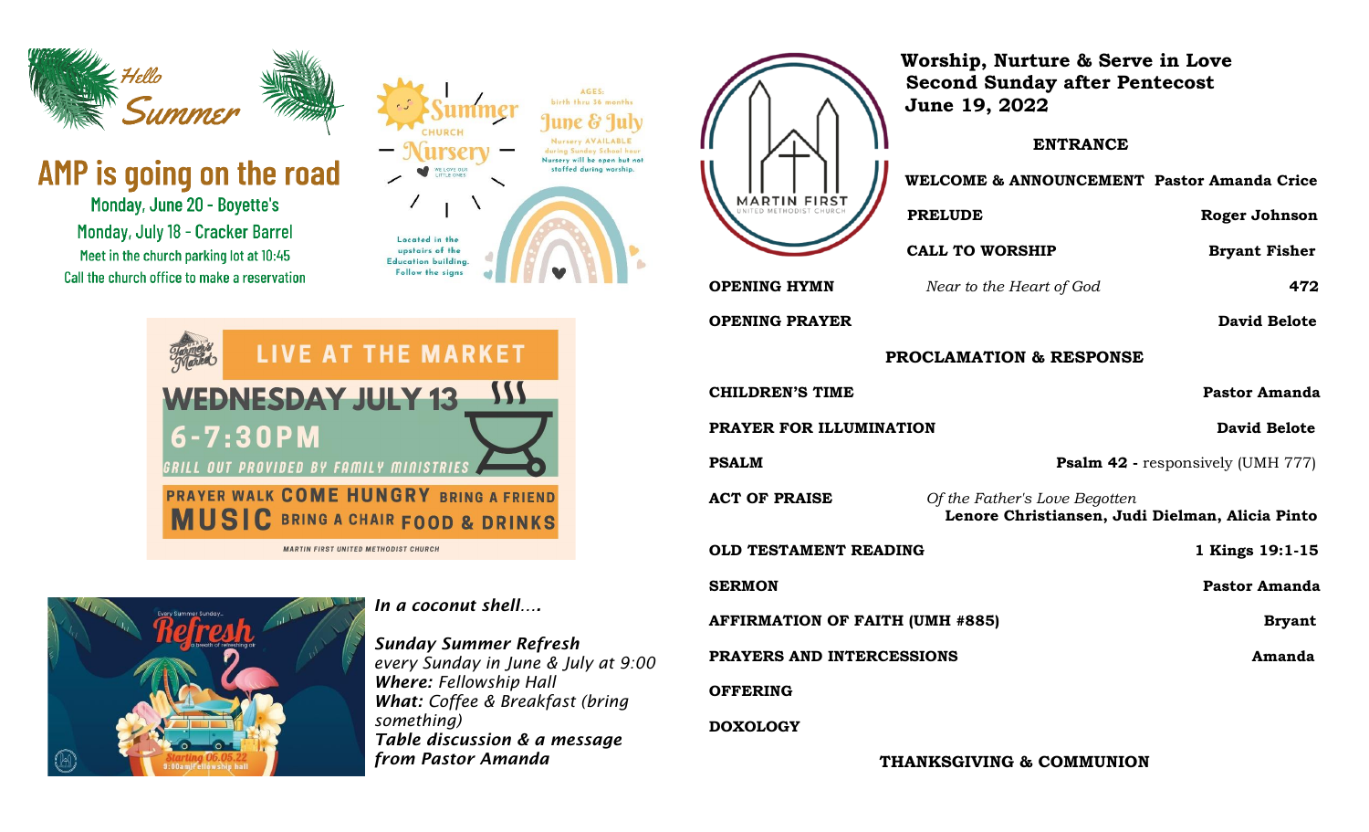*Hello Summer*

## AMP is going on the road

Monday, June 20 - Boyette's

Monday, July 18 - Cracker Barrel

Meet in the church parking lot at 10:45

Call the church office to make a reservation

**Summer Church Nursery**

WE LOVE OUR LITTLE ONES

**June & July**

AGES: birth thru 36 months

Nursery AVAILABLE during Sunday School hour

Nursery will be open but not staffed during worship.

Located in the upstairs of the Education building. Follow the signs

**LIVE AT THE MARKET**

**WEDNESDAY JULY 13**

**6-7:30PM**

*GRILL OUT PROVIDED BY FAMILY MINISTRIES*

PRAYER WALK **COME HUNGRY** BRING A FRIEND

**MUSIC** BRING A CHAIR **FOOD & DRINKS**

MARTIN FIRST UNITED METHODIST CHURCH

Every Summer Sunday...

**Refresh**

a breath of refreshing air

Starting 06.05.22

9:00am | fellowship hall

*In a coconut shell….*

***Sunday Summer Refresh***
*every Sunday in June & July at 9:00*
***Where:*** *Fellowship Hall*
***What:*** *Coffee & Breakfast (bring something)*
***Table discussion & a message from Pastor Amanda***

MARTIN FIRST
UNITED METHODIST CHURCH

**Worship, Nurture & Serve in Love**
**Second Sunday after Pentecost**
**June 19, 2022**

### ENTRANCE

| | | |
|---|---|---|
| **WELCOME & ANNOUNCEMENT** | | **Pastor Amanda Crice** |
| **PRELUDE** | | **Roger Johnson** |
| **CALL TO WORSHIP** | | **Bryant Fisher** |
| **OPENING HYMN** | *Near to the Heart of God* | **472** |
| **OPENING PRAYER** | | **David Belote** |

### PROCLAMATION & RESPONSE

| | | |
|---|---|---|
| **CHILDREN'S TIME** | | **Pastor Amanda** |
| **PRAYER FOR ILLUMINATION** | | **David Belote** |
| **PSALM** | | **Psalm 42 -** responsively (UMH 777) |
| **ACT OF PRAISE** | *Of the Father's Love Begotten* | **Lenore Christiansen, Judi Dielman, Alicia Pinto** |
| **OLD TESTAMENT READING** | | **1 Kings 19:1-15** |
| **SERMON** | | **Pastor Amanda** |
| **AFFIRMATION OF FAITH (UMH #885)** | | **Bryant** |
| **PRAYERS AND INTERCESSIONS** | | **Amanda** |
| **OFFERING** | | |
| **DOXOLOGY** | | |

### THANKSGIVING & COMMUNION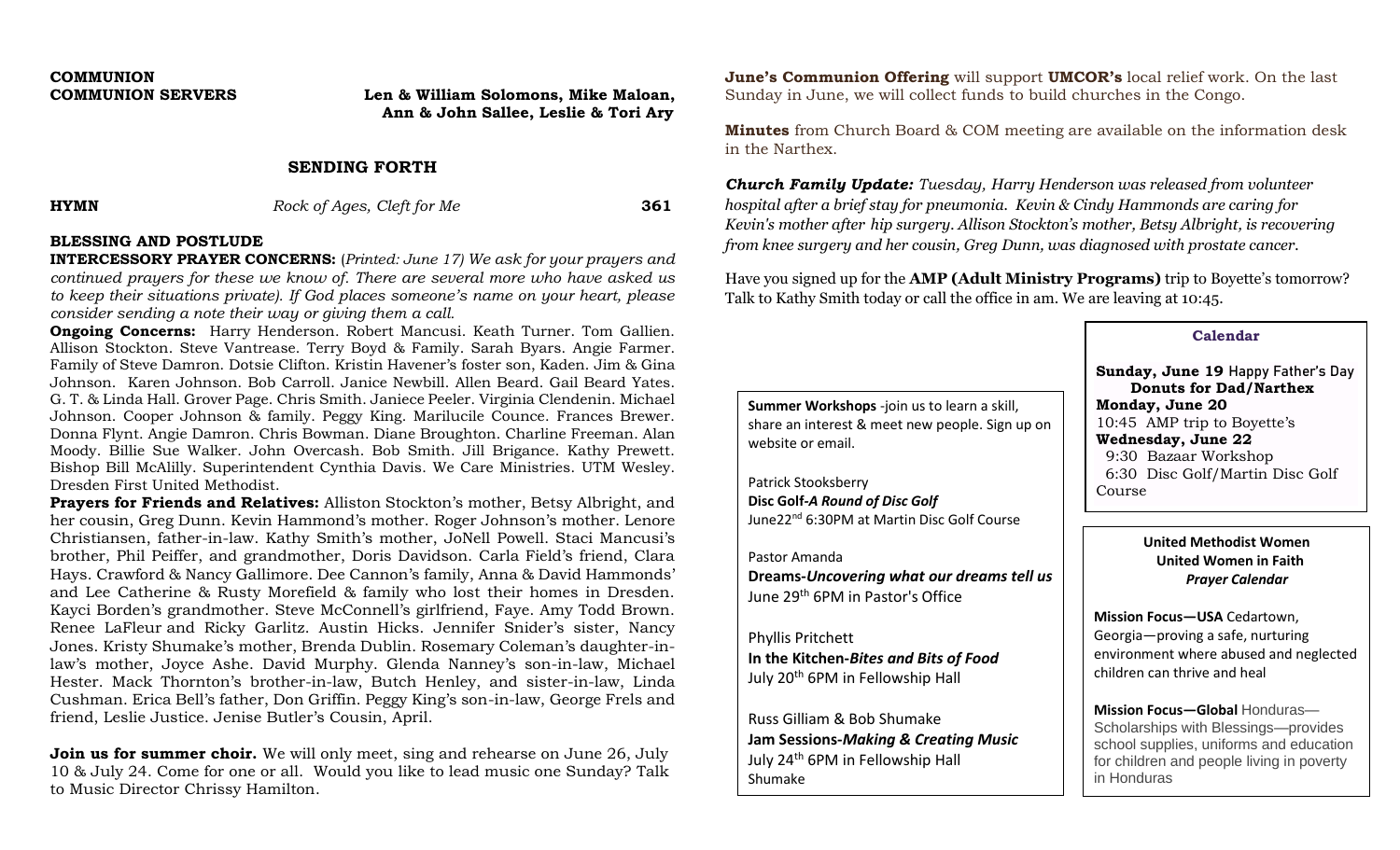**COMMUNION**

**COMMUNION SERVERS** **Len & William Solomons, Mike Maloan, Ann & John Sallee, Leslie & Tori Ary**

## SENDING FORTH

**HYMN** *Rock of Ages, Cleft for Me* **361**

**BLESSING AND POSTLUDE**

**INTERCESSORY PRAYER CONCERNS:** (*Printed: June 17) We ask for your prayers and continued prayers for these we know of. There are several more who have asked us to keep their situations private). If God places someone's name on your heart, please consider sending a note their way or giving them a call.*

**Ongoing Concerns:** Harry Henderson. Robert Mancusi. Keath Turner. Tom Gallien. Allison Stockton. Steve Vantrease. Terry Boyd & Family. Sarah Byars. Angie Farmer. Family of Steve Damron. Dotsie Clifton. Kristin Havener's foster son, Kaden. Jim & Gina Johnson. Karen Johnson. Bob Carroll. Janice Newbill. Allen Beard. Gail Beard Yates. G. T. & Linda Hall. Grover Page. Chris Smith. Janiece Peeler. Virginia Clendenin. Michael Johnson. Cooper Johnson & family. Peggy King. Marilucile Counce. Frances Brewer. Donna Flynt. Angie Damron. Chris Bowman. Diane Broughton. Charline Freeman. Alan Moody. Billie Sue Walker. John Overcash. Bob Smith. Jill Brigance. Kathy Prewett. Bishop Bill McAlilly. Superintendent Cynthia Davis. We Care Ministries. UTM Wesley. Dresden First United Methodist.

**Prayers for Friends and Relatives:** Alliston Stockton's mother, Betsy Albright, and her cousin, Greg Dunn. Kevin Hammond's mother. Roger Johnson's mother. Lenore Christiansen, father-in-law. Kathy Smith's mother, JoNell Powell. Staci Mancusi's brother, Phil Peiffer, and grandmother, Doris Davidson. Carla Field's friend, Clara Hays. Crawford & Nancy Gallimore. Dee Cannon's family, Anna & David Hammonds' and Lee Catherine & Rusty Morefield & family who lost their homes in Dresden. Kayci Borden's grandmother. Steve McConnell's girlfriend, Faye. Amy Todd Brown. Renee LaFleur and Ricky Garlitz. Austin Hicks. Jennifer Snider's sister, Nancy Jones. Kristy Shumake's mother, Brenda Dublin. Rosemary Coleman's daughter-in-law's mother, Joyce Ashe. David Murphy. Glenda Nanney's son-in-law, Michael Hester. Mack Thornton's brother-in-law, Butch Henley, and sister-in-law, Linda Cushman. Erica Bell's father, Don Griffin. Peggy King's son-in-law, George Frels and friend, Leslie Justice. Jenise Butler's Cousin, April.

**Join us for summer choir.** We will only meet, sing and rehearse on June 26, July 10 & July 24. Come for one or all. Would you like to lead music one Sunday? Talk to Music Director Chrissy Hamilton.

**June's Communion Offering** will support **UMCOR's** local relief work. On the last Sunday in June, we will collect funds to build churches in the Congo.

**Minutes** from Church Board & COM meeting are available on the information desk in the Narthex.

***Church Family Update:*** *Tuesday, Harry Henderson was released from volunteer hospital after a brief stay for pneumonia. Kevin & Cindy Hammonds are caring for Kevin's mother after hip surgery. Allison Stockton's mother, Betsy Albright, is recovering from knee surgery and her cousin, Greg Dunn, was diagnosed with prostate cancer.*

Have you signed up for the **AMP (Adult Ministry Programs)** trip to Boyette's tomorrow? Talk to Kathy Smith today or call the office in am. We are leaving at 10:45.

**Summer Workshops** -join us to learn a skill, share an interest & meet new people. Sign up on website or email.

Patrick Stooksberry
**Disc Golf-*A Round of Disc Golf***
June22nd 6:30PM at Martin Disc Golf Course

Pastor Amanda
**Dreams-*Uncovering what our dreams tell us***
June 29th 6PM in Pastor's Office

Phyllis Pritchett
**In the Kitchen-*Bites and Bits of Food***
July 20th 6PM in Fellowship Hall

Russ Gilliam & Bob Shumake
**Jam Sessions-*Making & Creating Music***
July 24th 6PM in Fellowship Hall
Shumake

### Calendar

**Sunday, June 19** Happy Father's Day
**Donuts for Dad/Narthex**
**Monday, June 20**
10:45 AMP trip to Boyette's
**Wednesday, June 22**
9:30 Bazaar Workshop
6:30 Disc Golf/Martin Disc Golf Course

**United Methodist Women**
**United Women in Faith**
***Prayer Calendar***

**Mission Focus—USA** Cedartown, Georgia—proving a safe, nurturing environment where abused and neglected children can thrive and heal

**Mission Focus—Global** Honduras—Scholarships with Blessings—provides school supplies, uniforms and education for children and people living in poverty in Honduras